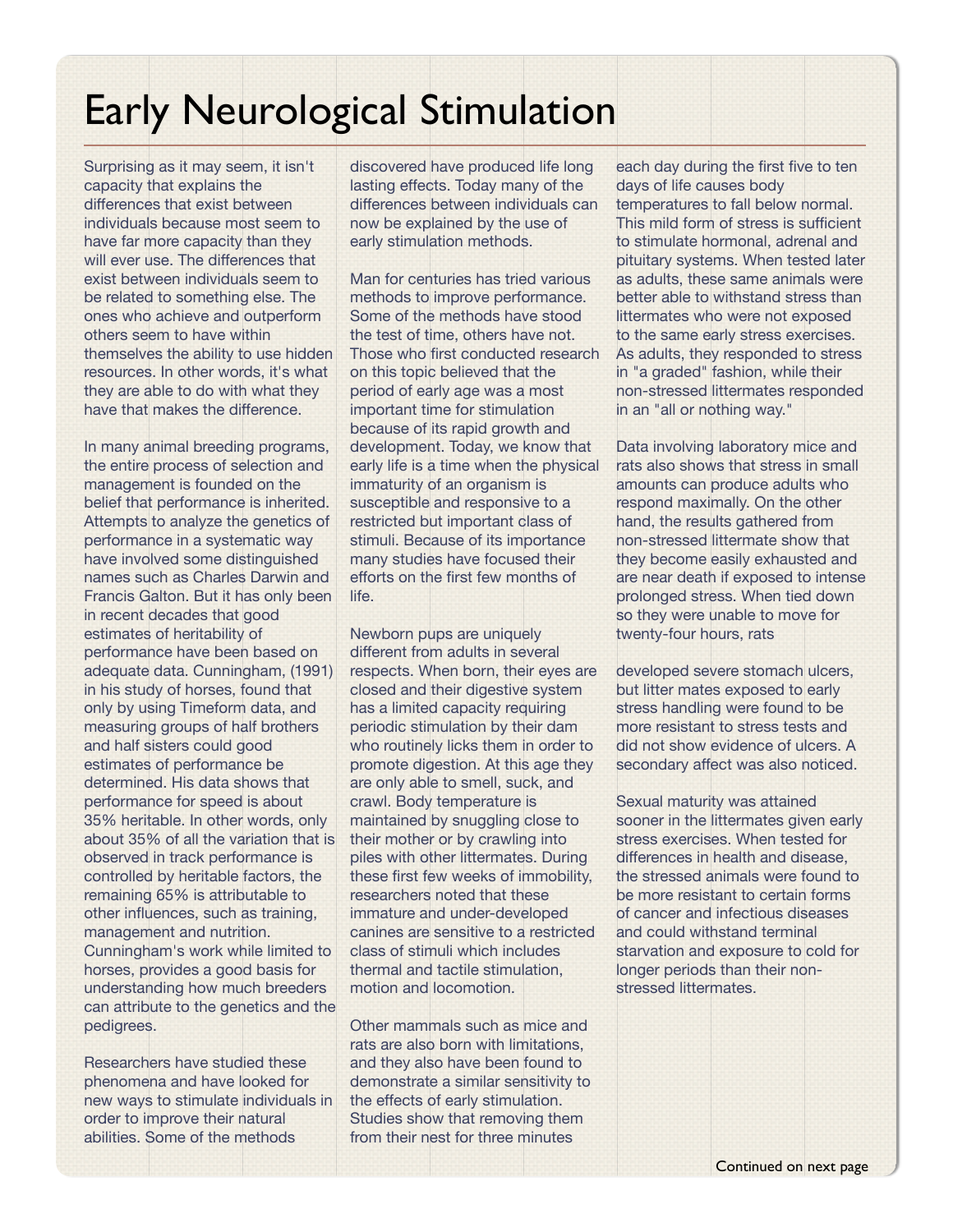# Early Neurological Stimulation

Surprising as it may seem, it isn't capacity that explains the differences that exist between individuals because most seem to have far more capacity than they will ever use. The differences that exist between individuals seem to be related to something else. The ones who achieve and outperform others seem to have within themselves the ability to use hidden resources. In other words, it's what they are able to do with what they have that makes the difference.

In many animal breeding programs, the entire process of selection and management is founded on the belief that performance is inherited. Attempts to analyze the genetics of performance in a systematic way have involved some distinguished names such as Charles Darwin and Francis Galton. But it has only been in recent decades that good estimates of heritability of performance have been based on adequate data. Cunningham, (1991) in his study of horses, found that only by using Timeform data, and measuring groups of half brothers and half sisters could good estimates of performance be determined. His data shows that performance for speed is about 35% heritable. In other words, only about 35% of all the variation that is observed in track performance is controlled by heritable factors, the remaining 65% is attributable to other influences, such as training, management and nutrition. Cunningham's work while limited to horses, provides a good basis for understanding how much breeders can attribute to the genetics and the pedigrees.

Researchers have studied these phenomena and have looked for new ways to stimulate individuals in order to improve their natural abilities. Some of the methods discovered have produced life long lasting effects. Today many of the differences between individuals can now be explained by the use of early stimulation methods.

Man for centuries has tried various methods to improve performance. Some of the methods have stood the test of time, others have not. Those who first conducted research on this topic believed that the period of early age was a most important time for stimulation because of its rapid growth and development. Today, we know that early life is a time when the physical immaturity of an organism is susceptible and responsive to a restricted but important class of stimuli. Because of its importance many studies have focused their efforts on the first few months of life.

Newborn pups are uniquely different from adults in several respects. When born, their eyes are closed and their digestive system has a limited capacity requiring periodic stimulation by their dam who routinely licks them in order to promote digestion. At this age they are only able to smell, suck, and crawl. Body temperature is maintained by snuggling close to their mother or by crawling into piles with other littermates. During these first few weeks of immobility, researchers noted that these immature and under-developed canines are sensitive to a restricted class of stimuli which includes thermal and tactile stimulation, motion and locomotion.

Other mammals such as mice and rats are also born with limitations, and they also have been found to demonstrate a similar sensitivity to the effects of early stimulation. Studies show that removing them from their nest for three minutes each day during the first five to ten days of life causes body temperatures to fall below normal. This mild form of stress is sufficient to stimulate hormonal, adrenal and pituitary systems. When tested later as adults, these same animals were better able to withstand stress than littermates who were not exposed to the same early stress exercises. As adults, they responded to stress in "a graded" fashion, while their non-stressed littermates responded in an "all or nothing way."

Data involving laboratory mice and rats also shows that stress in small amounts can produce adults who respond maximally. On the other hand, the results gathered from non-stressed littermate show that they become easily exhausted and are near death if exposed to intense prolonged stress. When tied down so they were unable to move for twenty-four hours, rats developed severe stomach ulcers, but litter mates exposed to early stress handling were found to be more resistant to stress tests and did not show evidence of ulcers. A secondary affect was also noticed.

Sexual maturity was attained sooner in the littermates given early stress exercises. When tested for differences in health and disease, the stressed animals were found to be more resistant to certain forms of cancer and infectious diseases and could withstand terminal starvation and exposure to cold for longer periods than their non-stressed littermates.

Continued on next page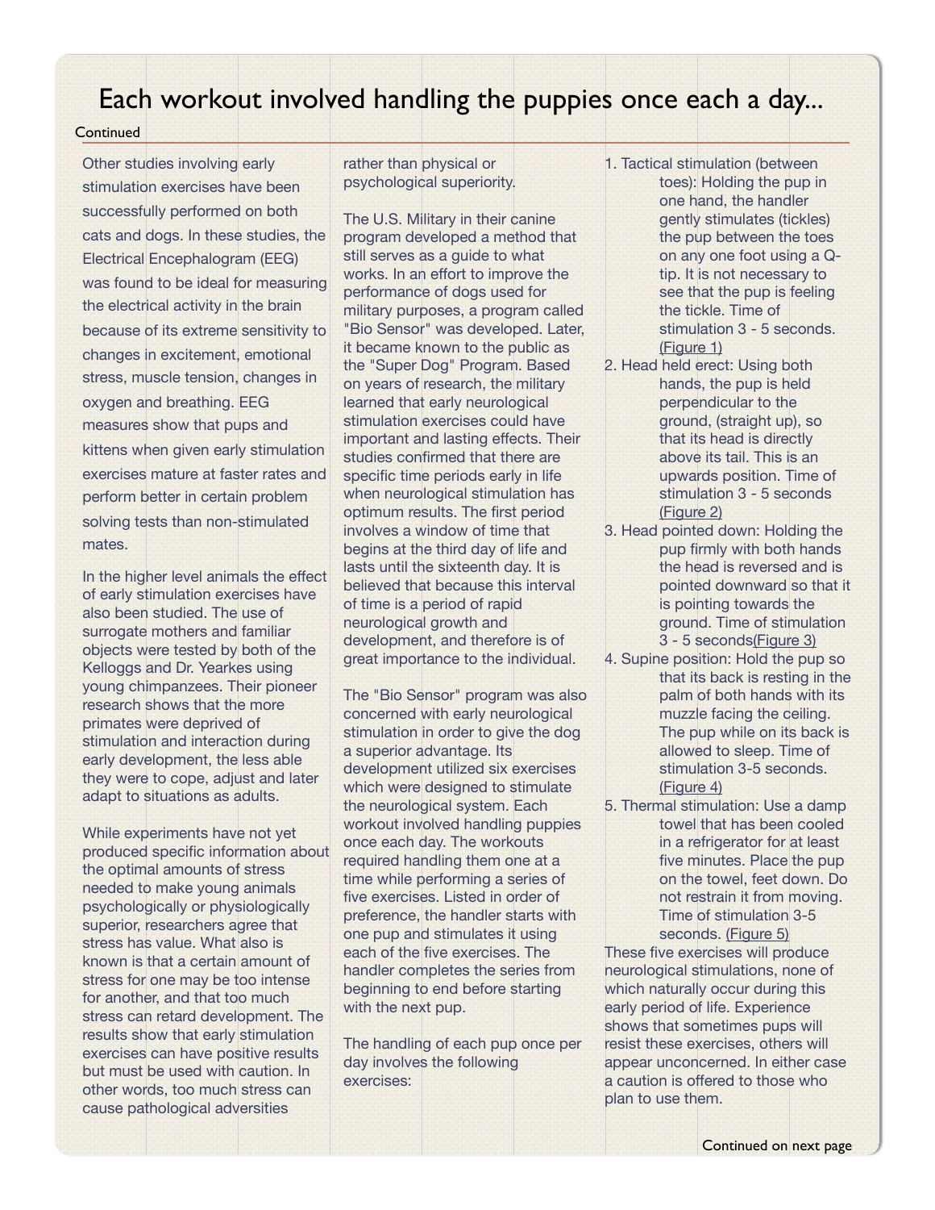# Each workout involved handling the puppies once each a day...

Continued

Other studies involving early stimulation exercises have been successfully performed on both cats and dogs. In these studies, the Electrical Encephalogram (EEG) was found to be ideal for measuring the electrical activity in the brain because of its extreme sensitivity to changes in excitement, emotional stress, muscle tension, changes in oxygen and breathing. EEG measures show that pups and kittens when given early stimulation exercises mature at faster rates and perform better in certain problem solving tests than non-stimulated mates.

In the higher level animals the effect of early stimulation exercises have also been studied. The use of surrogate mothers and familiar objects were tested by both of the Kelloggs and Dr. Yearkes using young chimpanzees. Their pioneer research shows that the more primates were deprived of stimulation and interaction during early development, the less able they were to cope, adjust and later adapt to situations as adults.

While experiments have not yet produced specific information about the optimal amounts of stress needed to make young animals psychologically or physiologically superior, researchers agree that stress has value. What also is known is that a certain amount of stress for one may be too intense for another, and that too much stress can retard development. The results show that early stimulation exercises can have positive results but must be used with caution. In other words, too much stress can cause pathological adversities rather than physical or psychological superiority.

The U.S. Military in their canine program developed a method that still serves as a guide to what works. In an effort to improve the performance of dogs used for military purposes, a program called "Bio Sensor" was developed. Later, it became known to the public as the "Super Dog" Program. Based on years of research, the military learned that early neurological stimulation exercises could have important and lasting effects. Their studies confirmed that there are specific time periods early in life when neurological stimulation has optimum results. The first period involves a window of time that begins at the third day of life and lasts until the sixteenth day. It is believed that because this interval of time is a period of rapid neurological growth and development, and therefore is of great importance to the individual.

The "Bio Sensor" program was also concerned with early neurological stimulation in order to give the dog a superior advantage. Its development utilized six exercises which were designed to stimulate the neurological system. Each workout involved handling puppies once each day. The workouts required handling them one at a time while performing a series of five exercises. Listed in order of preference, the handler starts with one pup and stimulates it using each of the five exercises. The handler completes the series from beginning to end before starting with the next pup.

The handling of each pup once per day involves the following exercises:

1. Tactical stimulation (between toes): Holding the pup in one hand, the handler gently stimulates (tickles) the pup between the toes on any one foot using a Q-tip. It is not necessary to see that the pup is feeling the tickle. Time of stimulation 3 - 5 seconds. (Figure 1)
2. Head held erect: Using both hands, the pup is held perpendicular to the ground, (straight up), so that its head is directly above its tail. This is an upwards position. Time of stimulation 3 - 5 seconds (Figure 2)
3. Head pointed down: Holding the pup firmly with both hands the head is reversed and is pointed downward so that it is pointing towards the ground. Time of stimulation 3 - 5 seconds(Figure 3)
4. Supine position: Hold the pup so that its back is resting in the palm of both hands with its muzzle facing the ceiling. The pup while on its back is allowed to sleep. Time of stimulation 3-5 seconds. (Figure 4)
5. Thermal stimulation: Use a damp towel that has been cooled in a refrigerator for at least five minutes. Place the pup on the towel, feet down. Do not restrain it from moving. Time of stimulation 3-5 seconds. (Figure 5)

These five exercises will produce neurological stimulations, none of which naturally occur during this early period of life. Experience shows that sometimes pups will resist these exercises, others will appear unconcerned. In either case a caution is offered to those who plan to use them.

Continued on next page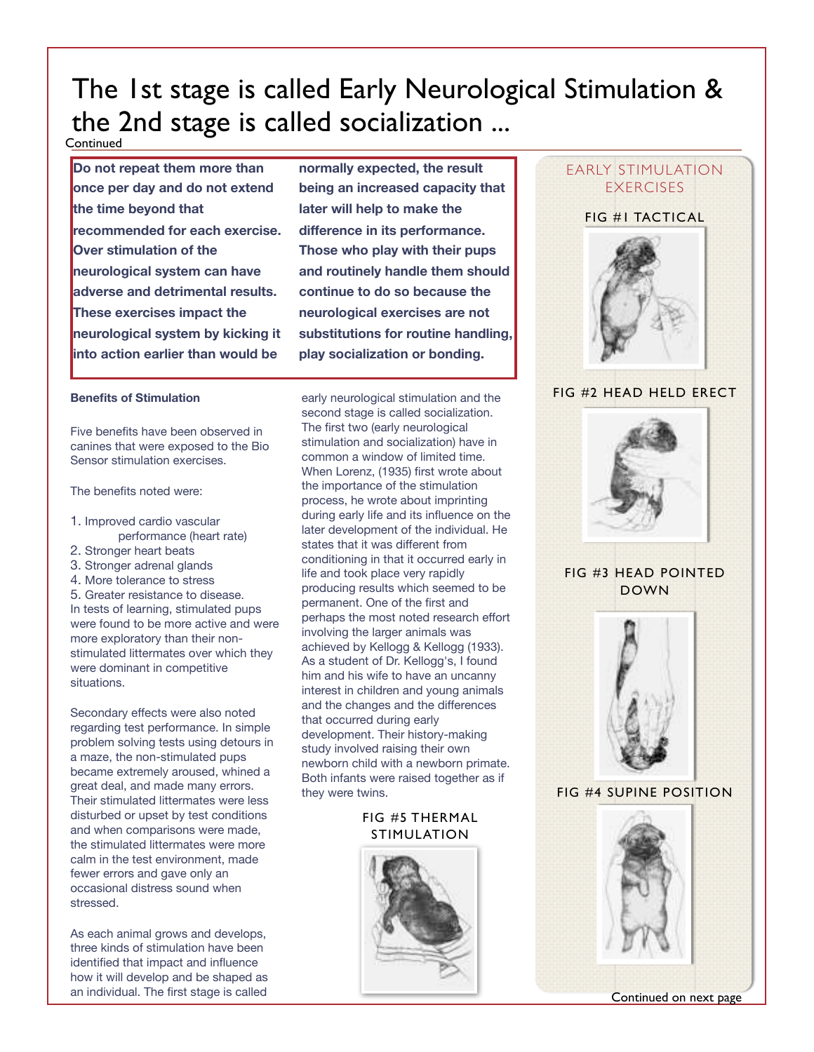# The 1st stage is called Early Neurological Stimulation & the 2nd stage is called socialization ...

Continued

**Do not repeat them more than once per day and do not extend the time beyond that recommended for each exercise. Over stimulation of the neurological system can have adverse and detrimental results. These exercises impact the neurological system by kicking it into action earlier than would be normally expected, the result being an increased capacity that later will help to make the difference in its performance. Those who play with their pups and routinely handle them should continue to do so because the neurological exercises are not substitutions for routine handling, play socialization or bonding.**

### Benefits of Stimulation

Five benefits have been observed in canines that were exposed to the Bio Sensor stimulation exercises.

The benefits noted were:

1. Improved cardio vascular performance (heart rate)
2. Stronger heart beats
3. Stronger adrenal glands
4. More tolerance to stress
5. Greater resistance to disease.

In tests of learning, stimulated pups were found to be more active and were more exploratory than their non-stimulated littermates over which they were dominant in competitive situations.

Secondary effects were also noted regarding test performance. In simple problem solving tests using detours in a maze, the non-stimulated pups became extremely aroused, whined a great deal, and made many errors. Their stimulated littermates were less disturbed or upset by test conditions and when comparisons were made, the stimulated littermates were more calm in the test environment, made fewer errors and gave only an occasional distress sound when stressed.

As each animal grows and develops, three kinds of stimulation have been identified that impact and influence how it will develop and be shaped as an individual. The first stage is called early neurological stimulation and the second stage is called socialization. The first two (early neurological stimulation and socialization) have in common a window of limited time. When Lorenz, (1935) first wrote about the importance of the stimulation process, he wrote about imprinting during early life and its influence on the later development of the individual. He states that it was different from conditioning in that it occurred early in life and took place very rapidly producing results which seemed to be permanent. One of the first and perhaps the most noted research effort involving the larger animals was achieved by Kellogg & Kellogg (1933). As a student of Dr. Kellogg's, I found him and his wife to have an uncanny interest in children and young animals and the changes and the differences that occurred during early development. Their history-making study involved raising their own newborn child with a newborn primate. Both infants were raised together as if they were twins.

FIG #5 THERMAL STIMULATION

## EARLY STIMULATION EXERCISES

FIG #1 TACTICAL

FIG #2 HEAD HELD ERECT

FIG #3 HEAD POINTED DOWN

FIG #4 SUPINE POSITION

Continued on next page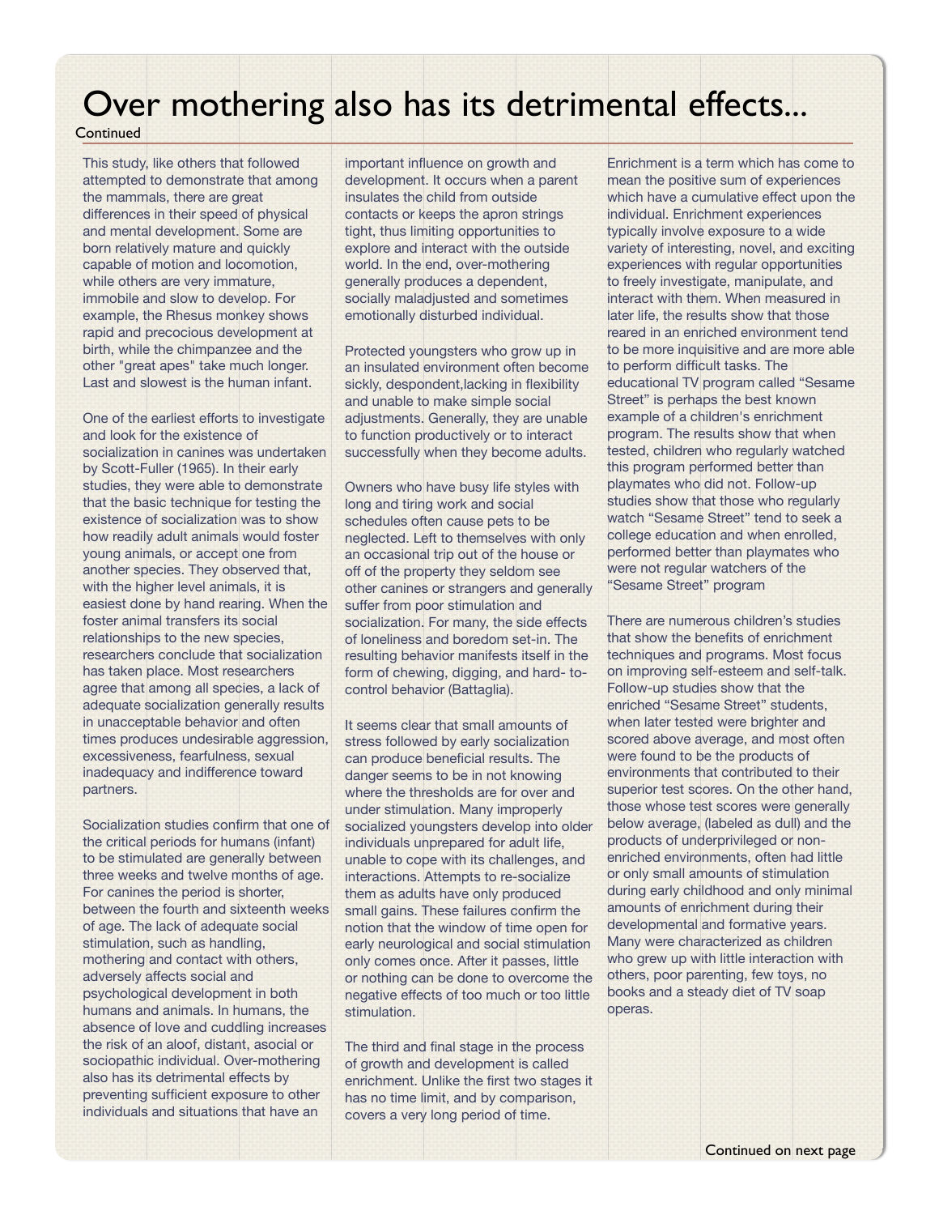# Over mothering also has its detrimental effects...

Continued

This study, like others that followed attempted to demonstrate that among the mammals, there are great differences in their speed of physical and mental development. Some are born relatively mature and quickly capable of motion and locomotion, while others are very immature, immobile and slow to develop. For example, the Rhesus monkey shows rapid and precocious development at birth, while the chimpanzee and the other "great apes" take much longer. Last and slowest is the human infant.

One of the earliest efforts to investigate and look for the existence of socialization in canines was undertaken by Scott-Fuller (1965). In their early studies, they were able to demonstrate that the basic technique for testing the existence of socialization was to show how readily adult animals would foster young animals, or accept one from another species. They observed that, with the higher level animals, it is easiest done by hand rearing. When the foster animal transfers its social relationships to the new species, researchers conclude that socialization has taken place. Most researchers agree that among all species, a lack of adequate socialization generally results in unacceptable behavior and often times produces undesirable aggression, excessiveness, fearfulness, sexual inadequacy and indifference toward partners.

Socialization studies confirm that one of the critical periods for humans (infant) to be stimulated are generally between three weeks and twelve months of age. For canines the period is shorter, between the fourth and sixteenth weeks of age. The lack of adequate social stimulation, such as handling, mothering and contact with others, adversely affects social and psychological development in both humans and animals. In humans, the absence of love and cuddling increases the risk of an aloof, distant, asocial or sociopathic individual. Over-mothering also has its detrimental effects by preventing sufficient exposure to other individuals and situations that have an important influence on growth and development. It occurs when a parent insulates the child from outside contacts or keeps the apron strings tight, thus limiting opportunities to explore and interact with the outside world. In the end, over-mothering generally produces a dependent, socially maladjusted and sometimes emotionally disturbed individual.

Protected youngsters who grow up in an insulated environment often become sickly, despondent,lacking in flexibility and unable to make simple social adjustments. Generally, they are unable to function productively or to interact successfully when they become adults.

Owners who have busy life styles with long and tiring work and social schedules often cause pets to be neglected. Left to themselves with only an occasional trip out of the house or off of the property they seldom see other canines or strangers and generally suffer from poor stimulation and socialization. For many, the side effects of loneliness and boredom set-in. The resulting behavior manifests itself in the form of chewing, digging, and hard- to-control behavior (Battaglia).

It seems clear that small amounts of stress followed by early socialization can produce beneficial results. The danger seems to be in not knowing where the thresholds are for over and under stimulation. Many improperly socialized youngsters develop into older individuals unprepared for adult life, unable to cope with its challenges, and interactions. Attempts to re-socialize them as adults have only produced small gains. These failures confirm the notion that the window of time open for early neurological and social stimulation only comes once. After it passes, little or nothing can be done to overcome the negative effects of too much or too little stimulation.

The third and final stage in the process of growth and development is called enrichment. Unlike the first two stages it has no time limit, and by comparison, covers a very long period of time.

Enrichment is a term which has come to mean the positive sum of experiences which have a cumulative effect upon the individual. Enrichment experiences typically involve exposure to a wide variety of interesting, novel, and exciting experiences with regular opportunities to freely investigate, manipulate, and interact with them. When measured in later life, the results show that those reared in an enriched environment tend to be more inquisitive and are more able to perform difficult tasks. The educational TV program called "Sesame Street" is perhaps the best known example of a children's enrichment program. The results show that when tested, children who regularly watched this program performed better than playmates who did not. Follow-up studies show that those who regularly watch "Sesame Street" tend to seek a college education and when enrolled, performed better than playmates who were not regular watchers of the "Sesame Street" program

There are numerous children's studies that show the benefits of enrichment techniques and programs. Most focus on improving self-esteem and self-talk. Follow-up studies show that the enriched "Sesame Street" students, when later tested were brighter and scored above average, and most often were found to be the products of environments that contributed to their superior test scores. On the other hand, those whose test scores were generally below average, (labeled as dull) and the products of underprivileged or non-enriched environments, often had little or only small amounts of stimulation during early childhood and only minimal amounts of enrichment during their developmental and formative years. Many were characterized as children who grew up with little interaction with others, poor parenting, few toys, no books and a steady diet of TV soap operas.

Continued on next page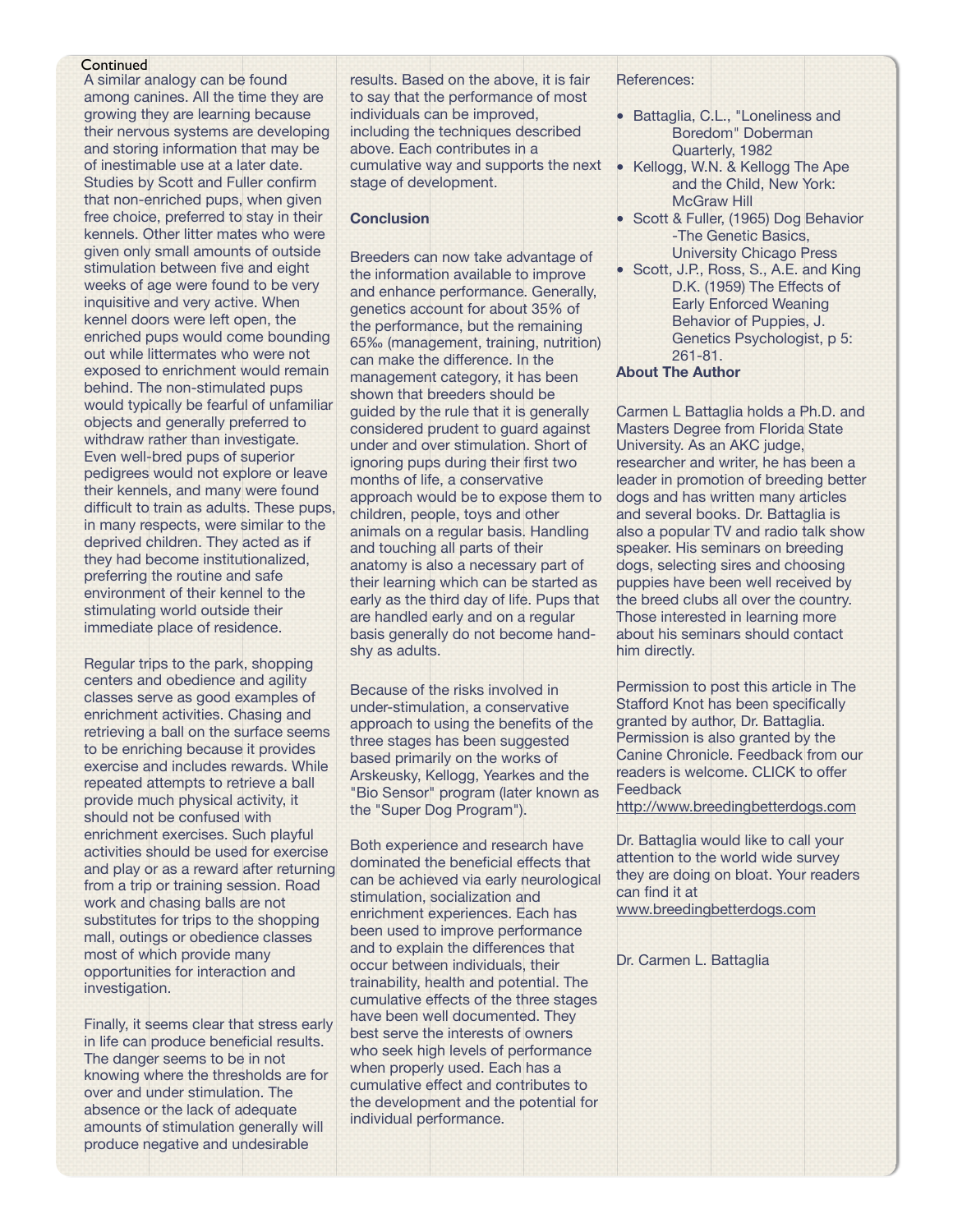Continued

A similar analogy can be found among canines. All the time they are growing they are learning because their nervous systems are developing and storing information that may be of inestimable use at a later date. Studies by Scott and Fuller confirm that non-enriched pups, when given free choice, preferred to stay in their kennels. Other litter mates who were given only small amounts of outside stimulation between five and eight weeks of age were found to be very inquisitive and very active. When kennel doors were left open, the enriched pups would come bounding out while littermates who were not exposed to enrichment would remain behind. The non-stimulated pups would typically be fearful of unfamiliar objects and generally preferred to withdraw rather than investigate. Even well-bred pups of superior pedigrees would not explore or leave their kennels, and many were found difficult to train as adults. These pups, in many respects, were similar to the deprived children. They acted as if they had become institutionalized, preferring the routine and safe environment of their kennel to the stimulating world outside their immediate place of residence.

Regular trips to the park, shopping centers and obedience and agility classes serve as good examples of enrichment activities. Chasing and retrieving a ball on the surface seems to be enriching because it provides exercise and includes rewards. While repeated attempts to retrieve a ball provide much physical activity, it should not be confused with enrichment exercises. Such playful activities should be used for exercise and play or as a reward after returning from a trip or training session. Road work and chasing balls are not substitutes for trips to the shopping mall, outings or obedience classes most of which provide many opportunities for interaction and investigation.

Finally, it seems clear that stress early in life can produce beneficial results. The danger seems to be in not knowing where the thresholds are for over and under stimulation. The absence or the lack of adequate amounts of stimulation generally will produce negative and undesirable results. Based on the above, it is fair to say that the performance of most individuals can be improved, including the techniques described above. Each contributes in a cumulative way and supports the next stage of development.

**Conclusion**

Breeders can now take advantage of the information available to improve and enhance performance. Generally, genetics account for about 35% of the performance, but the remaining 65‰ (management, training, nutrition) can make the difference. In the management category, it has been shown that breeders should be guided by the rule that it is generally considered prudent to guard against under and over stimulation. Short of ignoring pups during their first two months of life, a conservative approach would be to expose them to children, people, toys and other animals on a regular basis. Handling and touching all parts of their anatomy is also a necessary part of their learning which can be started as early as the third day of life. Pups that are handled early and on a regular basis generally do not become hand-shy as adults.

Because of the risks involved in under-stimulation, a conservative approach to using the benefits of the three stages has been suggested based primarily on the works of Arskeusky, Kellogg, Yearkes and the "Bio Sensor" program (later known as the "Super Dog Program").

Both experience and research have dominated the beneficial effects that can be achieved via early neurological stimulation, socialization and enrichment experiences. Each has been used to improve performance and to explain the differences that occur between individuals, their trainability, health and potential. The cumulative effects of the three stages have been well documented. They best serve the interests of owners who seek high levels of performance when properly used. Each has a cumulative effect and contributes to the development and the potential for individual performance.

References:

- Battaglia, C.L., "Loneliness and Boredom" Doberman Quarterly, 1982
- Kellogg, W.N. & Kellogg The Ape and the Child, New York: McGraw Hill
- Scott & Fuller, (1965) Dog Behavior -The Genetic Basics, University Chicago Press
- Scott, J.P., Ross, S., A.E. and King D.K. (1959) The Effects of Early Enforced Weaning Behavior of Puppies, J. Genetics Psychologist, p 5: 261-81.

**About The Author**

Carmen L Battaglia holds a Ph.D. and Masters Degree from Florida State University. As an AKC judge, researcher and writer, he has been a leader in promotion of breeding better dogs and has written many articles and several books. Dr. Battaglia is also a popular TV and radio talk show speaker. His seminars on breeding dogs, selecting sires and choosing puppies have been well received by the breed clubs all over the country. Those interested in learning more about his seminars should contact him directly.

Permission to post this article in The Stafford Knot has been specifically granted by author, Dr. Battaglia. Permission is also granted by the Canine Chronicle. Feedback from our readers is welcome. CLICK to offer Feedback
http://www.breedingbetterdogs.com

Dr. Battaglia would like to call your attention to the world wide survey they are doing on bloat. Your readers can find it at
www.breedingbetterdogs.com

Dr. Carmen L. Battaglia